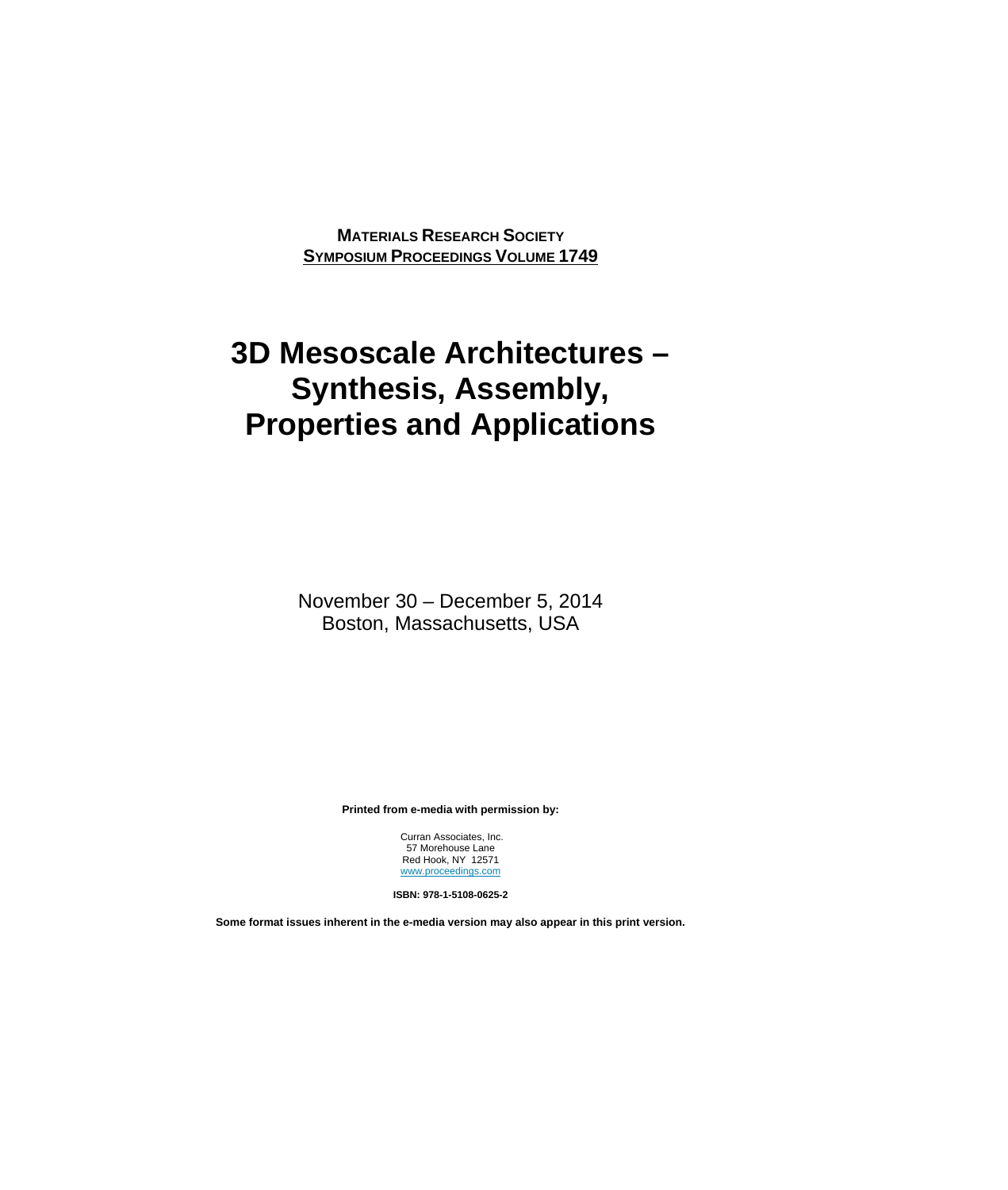**MATERIALS RESEARCH SOCIETY**
**SYMPOSIUM PROCEEDINGS VOLUME 1749**

# 3D Mesoscale Architectures – Synthesis, Assembly, Properties and Applications

November 30 – December 5, 2014
Boston, Massachusetts, USA

**Printed from e-media with permission by:**

Curran Associates, Inc.
57 Morehouse Lane
Red Hook, NY 12571
www.proceedings.com

**ISBN: 978-1-5108-0625-2**

**Some format issues inherent in the e-media version may also appear in this print version.**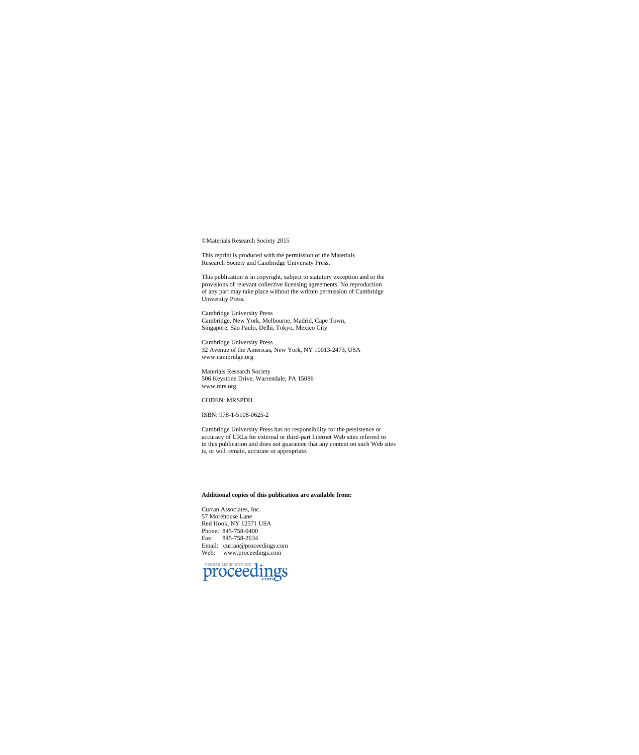©Materials Research Society 2015

This reprint is produced with the permission of the Materials Research Society and Cambridge University Press.

This publication is in copyright, subject to statutory exception and to the provisions of relevant collective licensing agreements. No reproduction of any part may take place without the written permission of Cambridge University Press.

Cambridge University Press
Cambridge, New York, Melbourne, Madrid, Cape Town,
Singapore, São Paulo, Delhi, Tokyo, Mexico City

Cambridge University Press
32 Avenue of the Americas, New York, NY 10013-2473, USA
www.cambridge.org

Materials Research Society
506 Keystone Drive, Warrendale, PA 15086
www.mrs.org

CODEN: MRSPDH

ISBN: 978-1-5108-0625-2

Cambridge University Press has no responsibility for the persistence or accuracy of URLs for external or third-part Internet Web sites referred to in this publication and does not guarantee that any content on such Web sites is, or will remain, accurate or appropriate.

**Additional copies of this publication are available from:**

Curran Associates, Inc.
57 Morehouse Lane
Red Hook, NY 12571 USA
Phone: 845-758-0400
Fax: 845-758-2634
Email: curran@proceedings.com
Web: www.proceedings.com

CURRAN ASSOCIATES INC. proceedings.com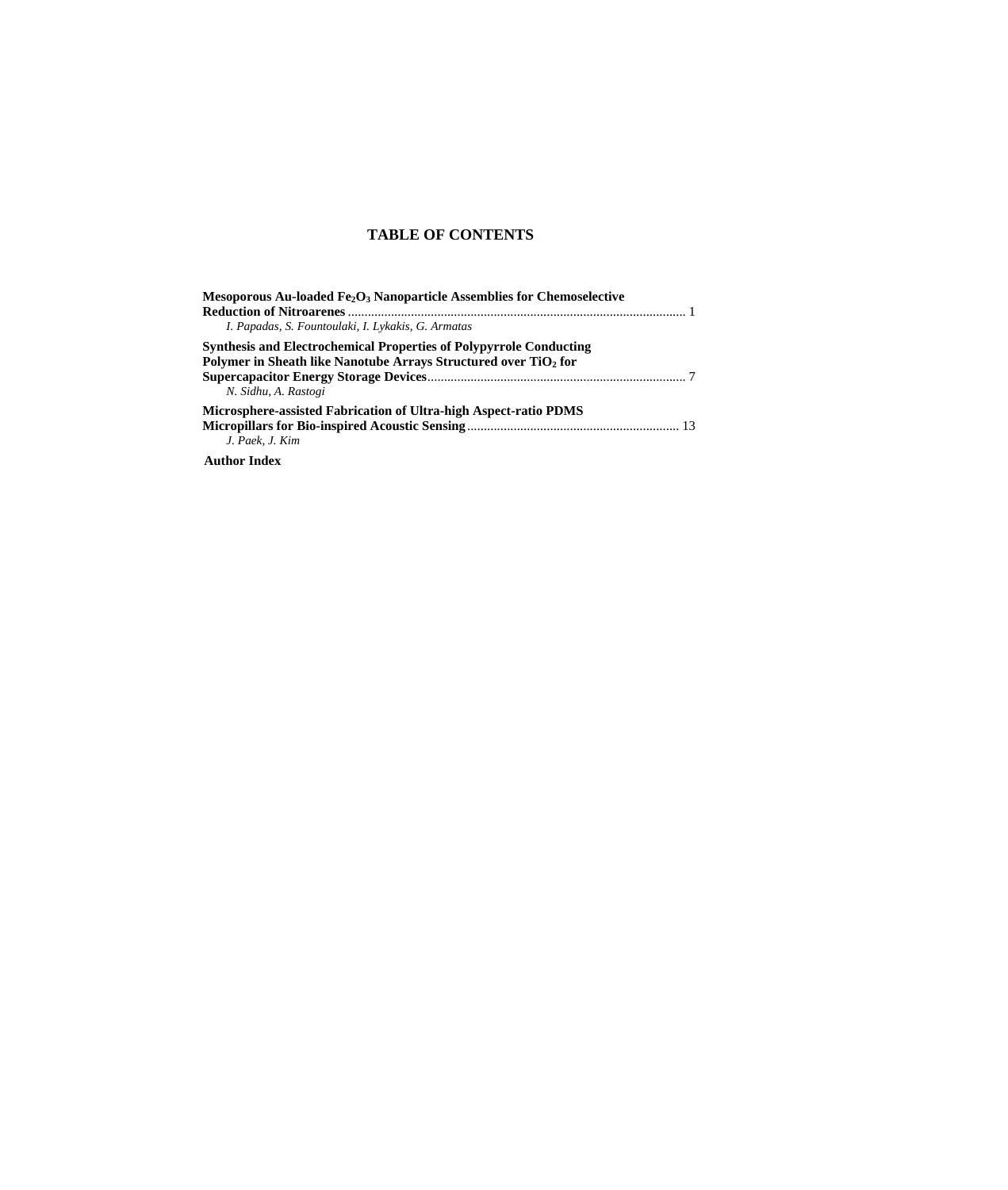# TABLE OF CONTENTS

**Mesoporous Au-loaded $Fe_2O_3$ Nanoparticle Assemblies for Chemoselective Reduction of Nitroarenes** ..................................................................................................... 1
*I. Papadas, S. Fountoulaki, I. Lykakis, G. Armatas*

**Synthesis and Electrochemical Properties of Polypyrrole Conducting Polymer in Sheath like Nanotube Arrays Structured over $TiO_2$ for Supercapacitor Energy Storage Devices**............................................................................. 7
*N. Sidhu, A. Rastogi*

**Microsphere-assisted Fabrication of Ultra-high Aspect-ratio PDMS Micropillars for Bio-inspired Acoustic Sensing**................................................................ 13
*J. Paek, J. Kim*

**Author Index**